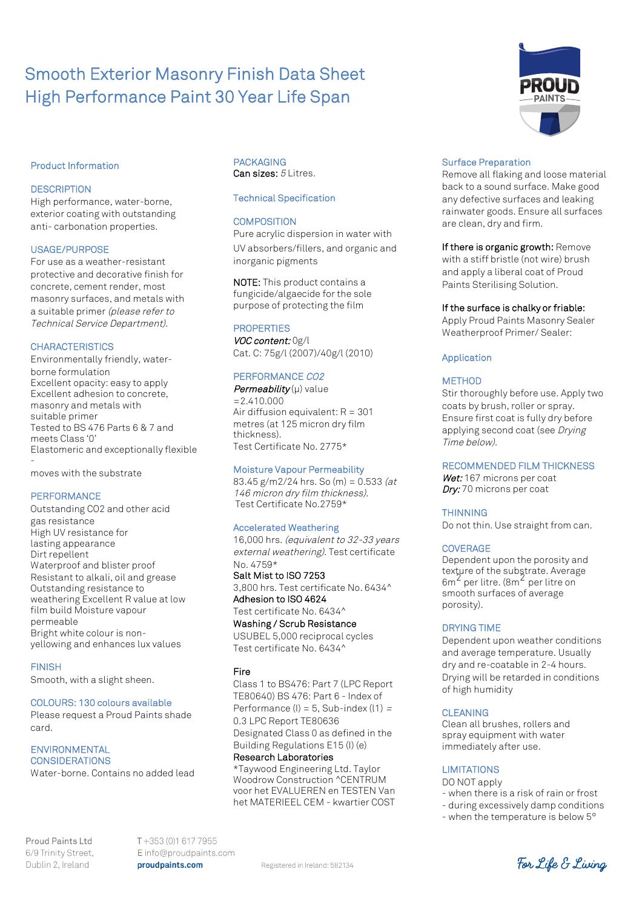# Smooth Exterior Masonry Finish Data Sheet
# High Performance Paint 30 Year Life Span

## Product Information

### DESCRIPTION

High performance, water-borne, exterior coating with outstanding anti- carbonation properties.

### USAGE/PURPOSE

For use as a weather-resistant protective and decorative finish for concrete, cement render, most masonry surfaces, and metals with a suitable primer *(please refer to Technical Service Department).*

### CHARACTERISTICS

Environmentally friendly, water-borne formulation
Excellent opacity: easy to apply
Excellent adhesion to concrete, masonry and metals with suitable primer
Tested to BS 476 Parts 6 & 7 and meets Class '0'
Elastomeric and exceptionally flexible - moves with the substrate

### PERFORMANCE

Outstanding CO2 and other acid gas resistance
High UV resistance for lasting appearance
Dirt repellent
Waterproof and blister proof
Resistant to alkali, oil and grease
Outstanding resistance to weathering Excellent R value at low film build Moisture vapour permeable
Bright white colour is non-yellowing and enhances lux values

### FINISH

Smooth, with a slight sheen.

### COLOURS: 130 colours available

Please request a Proud Paints shade card.

### ENVIRONMENTAL CONSIDERATIONS

Water-borne. Contains no added lead

### PACKAGING

Can sizes: *5* Litres.

## Technical Specification

### COMPOSITION

Pure acrylic dispersion in water with UV absorbers/fillers, and organic and inorganic pigments

NOTE: This product contains a fungicide/algaecide for the sole purpose of protecting the film

### PROPERTIES

***VOC content:*** 0g/l
Cat. C: 75g/l (2007)/40g/l (2010)

### PERFORMANCE *CO2*

***Permeability*** (μ) value =2.410.000
Air diffusion equivalent: R = 301 metres (at 125 micron dry film thickness).
Test Certificate No. 2775*

### Moisture Vapour Permeability

83.45 g/m2/24 hrs. So (m) = 0.533 *(at 146 micron dry film thickness).*
Test Certificate No.2759*

### Accelerated Weathering

16,000 hrs. *(equivalent to 32-33 years external weathering).* Test certificate No. 4759*

Salt Mist to ISO 7253
3,800 hrs. Test certificate No. 6434^

Adhesion to ISO 4624
Test certificate No. 6434^

Washing / Scrub Resistance
USUBEL 5,000 reciprocal cycles
Test certificate No. 6434^

Fire
Class 1 to BS476: Part 7 (LPC Report TE80640) BS 476: Part 6 - Index of Performance (I) = 5, Sub-index (I1) = 0.3 LPC Report TE80636
Designated Class 0 as defined in the Building Regulations E15 (I) (e)

Research Laboratories
*Taywood Engineering Ltd. Taylor Woodrow Construction ^CENTRUM voor het EVALUEREN en TESTEN Van het MATERIEEL CEM - kwartier COST

## Surface Preparation

Remove all flaking and loose material back to a sound surface. Make good any defective surfaces and leaking rainwater goods. Ensure all surfaces are clean, dry and firm.

If there is organic growth: Remove with a stiff bristle (not wire) brush and apply a liberal coat of Proud Paints Sterilising Solution.

If the surface is chalky or friable:
Apply Proud Paints Masonry Sealer Weatherproof Primer/ Sealer:

## Application

### METHOD

Stir thoroughly before use. Apply two coats by brush, roller or spray. Ensure first coat is fully dry before applying second coat (see *Drying Time below).*

### RECOMMENDED FILM THICKNESS

***Wet:*** 167 microns per coat
***Dry:*** 70 microns per coat

### THINNING

Do not thin. Use straight from can.

### COVERAGE

Dependent upon the porosity and texture of the substrate. Average $6m^2$ per litre. ($8m^2$ per litre on smooth surfaces of average porosity).

### DRYING TIME

Dependent upon weather conditions and average temperature. Usually dry and re-coatable in 2-4 hours. Drying will be retarded in conditions of high humidity

### CLEANING

Clean all brushes, rollers and spray equipment with water immediately after use.

### LIMITATIONS

DO NOT apply
- when there is a risk of rain or frost
- during excessively damp conditions
- when the temperature is below 5°

Proud Paints Ltd
6/9 Trinity Street,
Dublin 2, Ireland

T +353 (0)1 617 7955
E info@proudpaints.com
**proudpaints.com**

Registered in Ireland: 582134

For Life & Living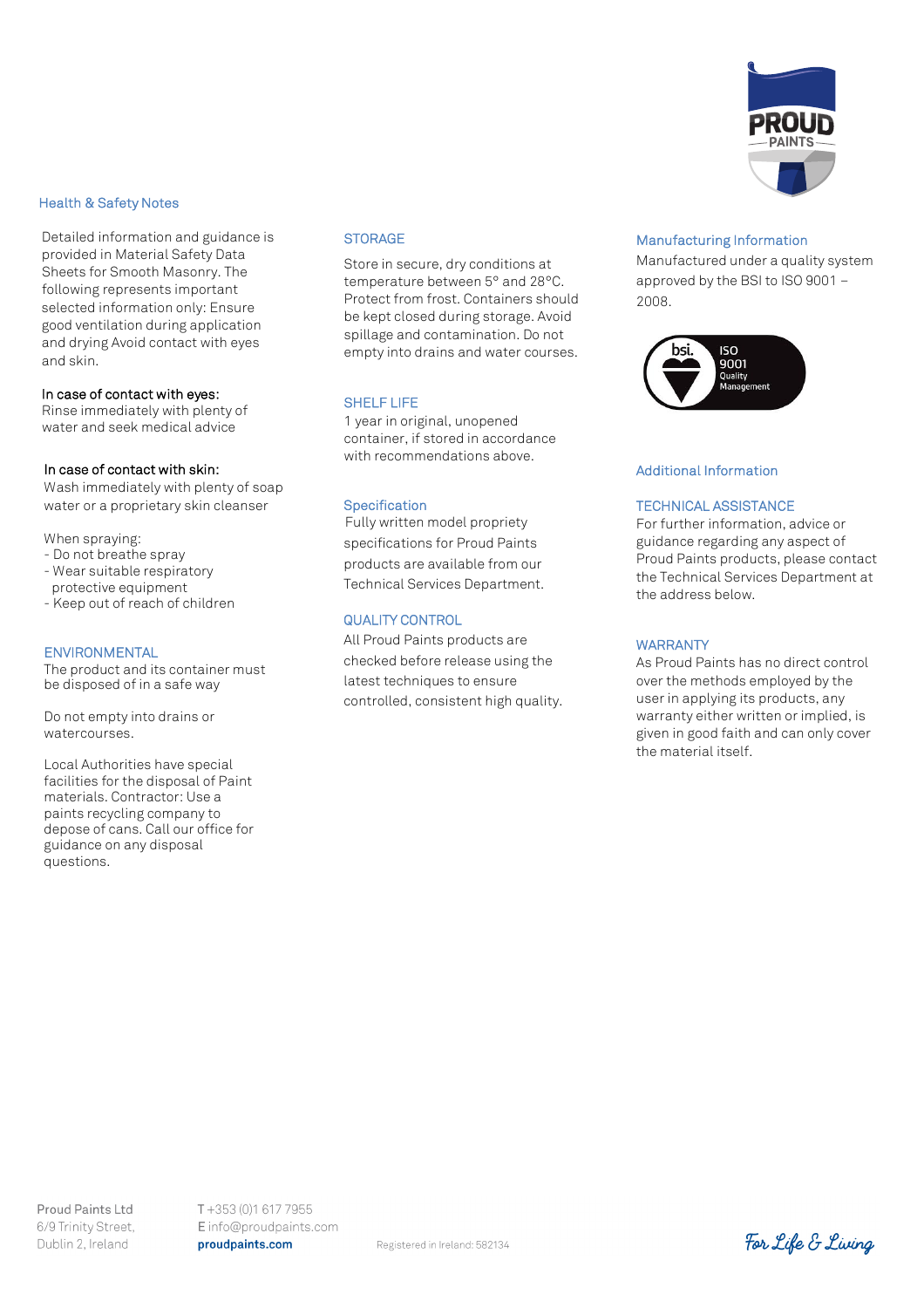## Health & Safety Notes

Detailed information and guidance is provided in Material Safety Data Sheets for Smooth Masonry. The following represents important selected information only: Ensure good ventilation during application and drying Avoid contact with eyes and skin.

In case of contact with eyes:
Rinse immediately with plenty of water and seek medical advice

In case of contact with skin:
Wash immediately with plenty of soap water or a proprietary skin cleanser

When spraying:
- Do not breathe spray
- Wear suitable respiratory protective equipment
- Keep out of reach of children

## ENVIRONMENTAL

The product and its container must be disposed of in a safe way

Do not empty into drains or watercourses.

Local Authorities have special facilities for the disposal of Paint materials. Contractor: Use a paints recycling company to depose of cans. Call our office for guidance on any disposal questions.

## STORAGE

Store in secure, dry conditions at temperature between 5° and 28°C. Protect from frost. Containers should be kept closed during storage. Avoid spillage and contamination. Do not empty into drains and water courses.

## SHELF LIFE

1 year in original, unopened container, if stored in accordance with recommendations above.

## Specification

Fully written model propriety specifications for Proud Paints products are available from our Technical Services Department.

## QUALITY CONTROL

All Proud Paints products are checked before release using the latest techniques to ensure controlled, consistent high quality.

## Manufacturing Information

Manufactured under a quality system approved by the BSI to ISO 9001 – 2008.

bsi. ISO 9001 Quality Management

## Additional Information

## TECHNICAL ASSISTANCE

For further information, advice or guidance regarding any aspect of Proud Paints products, please contact the Technical Services Department at the address below.

## WARRANTY

As Proud Paints has no direct control over the methods employed by the user in applying its products, any warranty either written or implied, is given in good faith and can only cover the material itself.

Proud Paints Ltd
6/9 Trinity Street,
Dublin 2, Ireland

T +353 (0)1 617 7955
E info@proudpaints.com
proudpaints.com

Registered in Ireland: 582134

For Life & Living